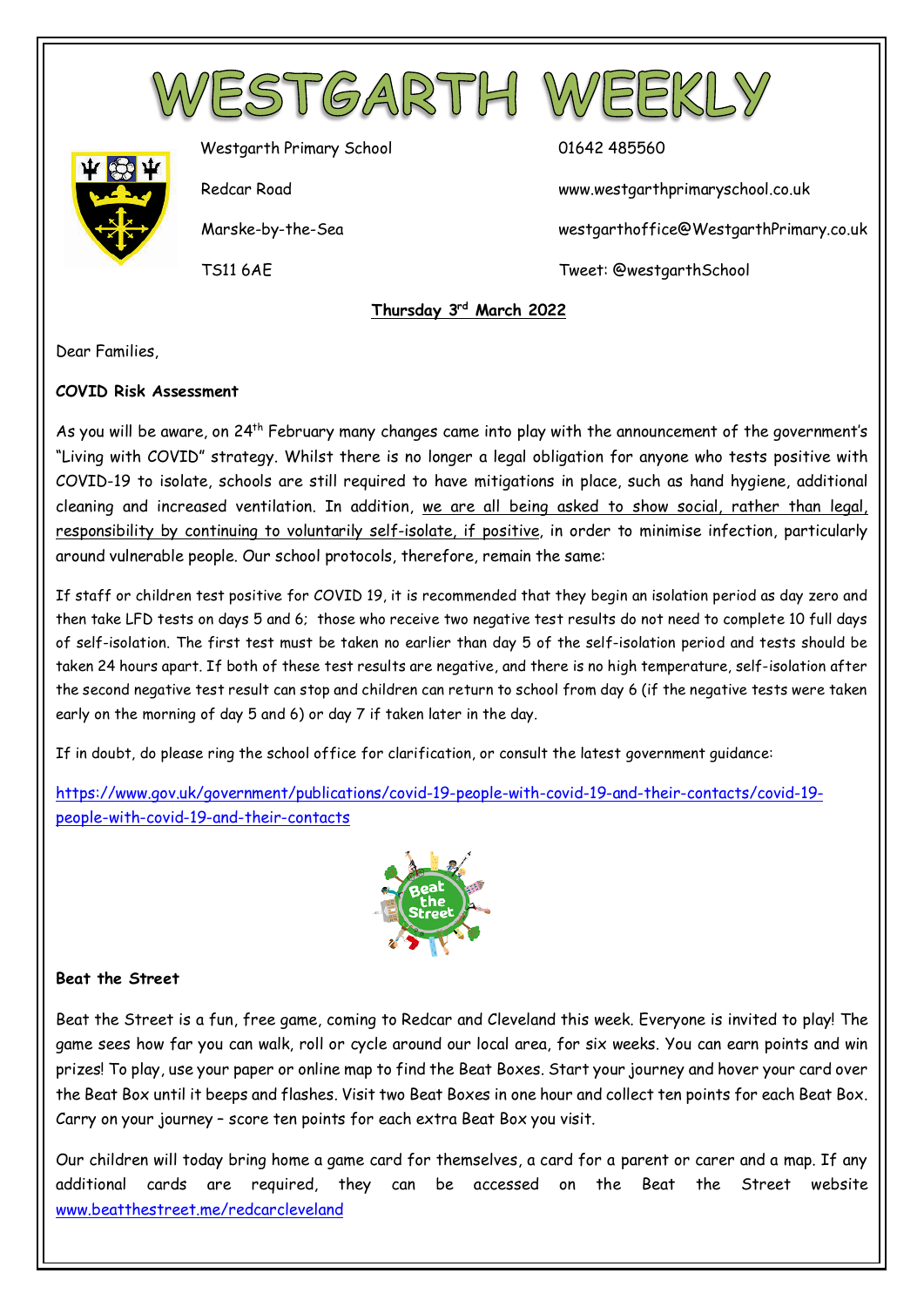# WESTGARTH WEEKLY

Westgarth Primary School
Redcar Road
Marske-by-the-Sea
TS11 6AE

01642 485560
www.westgarthprimaryschool.co.uk
westgarthoffice@WestgarthPrimary.co.uk
Tweet: @westgarthSchool

**Thursday 3rd March 2022**

Dear Families,

**COVID Risk Assessment**

As you will be aware, on 24th February many changes came into play with the announcement of the government's "Living with COVID" strategy. Whilst there is no longer a legal obligation for anyone who tests positive with COVID-19 to isolate, schools are still required to have mitigations in place, such as hand hygiene, additional cleaning and increased ventilation. In addition, we are all being asked to show social, rather than legal, responsibility by continuing to voluntarily self-isolate, if positive, in order to minimise infection, particularly around vulnerable people. Our school protocols, therefore, remain the same:

If staff or children test positive for COVID 19, it is recommended that they begin an isolation period as day zero and then take LFD tests on days 5 and 6; those who receive two negative test results do not need to complete 10 full days of self-isolation. The first test must be taken no earlier than day 5 of the self-isolation period and tests should be taken 24 hours apart. If both of these test results are negative, and there is no high temperature, self-isolation after the second negative test result can stop and children can return to school from day 6 (if the negative tests were taken early on the morning of day 5 and 6) or day 7 if taken later in the day.

If in doubt, do please ring the school office for clarification, or consult the latest government guidance:

https://www.gov.uk/government/publications/covid-19-people-with-covid-19-and-their-contacts/covid-19-people-with-covid-19-and-their-contacts

**Beat the Street**

Beat the Street is a fun, free game, coming to Redcar and Cleveland this week. Everyone is invited to play! The game sees how far you can walk, roll or cycle around our local area, for six weeks. You can earn points and win prizes! To play, use your paper or online map to find the Beat Boxes. Start your journey and hover your card over the Beat Box until it beeps and flashes. Visit two Beat Boxes in one hour and collect ten points for each Beat Box. Carry on your journey – score ten points for each extra Beat Box you visit.

Our children will today bring home a game card for themselves, a card for a parent or carer and a map. If any additional cards are required, they can be accessed on the Beat the Street website www.beatthestreet.me/redcarcleveland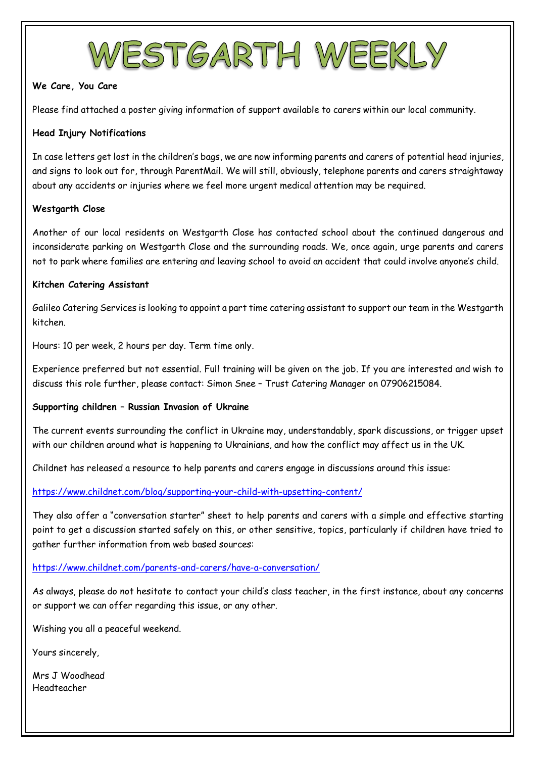# WESTGARTH WEEKLY

**We Care, You Care**

Please find attached a poster giving information of support available to carers within our local community.

**Head Injury Notifications**

In case letters get lost in the children's bags, we are now informing parents and carers of potential head injuries, and signs to look out for, through ParentMail. We will still, obviously, telephone parents and carers straightaway about any accidents or injuries where we feel more urgent medical attention may be required.

**Westgarth Close**

Another of our local residents on Westgarth Close has contacted school about the continued dangerous and inconsiderate parking on Westgarth Close and the surrounding roads. We, once again, urge parents and carers not to park where families are entering and leaving school to avoid an accident that could involve anyone's child.

**Kitchen Catering Assistant**

Galileo Catering Services is looking to appoint a part time catering assistant to support our team in the Westgarth kitchen.

Hours: 10 per week, 2 hours per day. Term time only.

Experience preferred but not essential. Full training will be given on the job. If you are interested and wish to discuss this role further, please contact: Simon Snee – Trust Catering Manager on 07906215084.

**Supporting children – Russian Invasion of Ukraine**

The current events surrounding the conflict in Ukraine may, understandably, spark discussions, or trigger upset with our children around what is happening to Ukrainians, and how the conflict may affect us in the UK.

Childnet has released a resource to help parents and carers engage in discussions around this issue:

https://www.childnet.com/blog/supporting-your-child-with-upsetting-content/

They also offer a "conversation starter" sheet to help parents and carers with a simple and effective starting point to get a discussion started safely on this, or other sensitive, topics, particularly if children have tried to gather further information from web based sources:

https://www.childnet.com/parents-and-carers/have-a-conversation/

As always, please do not hesitate to contact your child's class teacher, in the first instance, about any concerns or support we can offer regarding this issue, or any other.

Wishing you all a peaceful weekend.

Yours sincerely,

Mrs J Woodhead
Headteacher